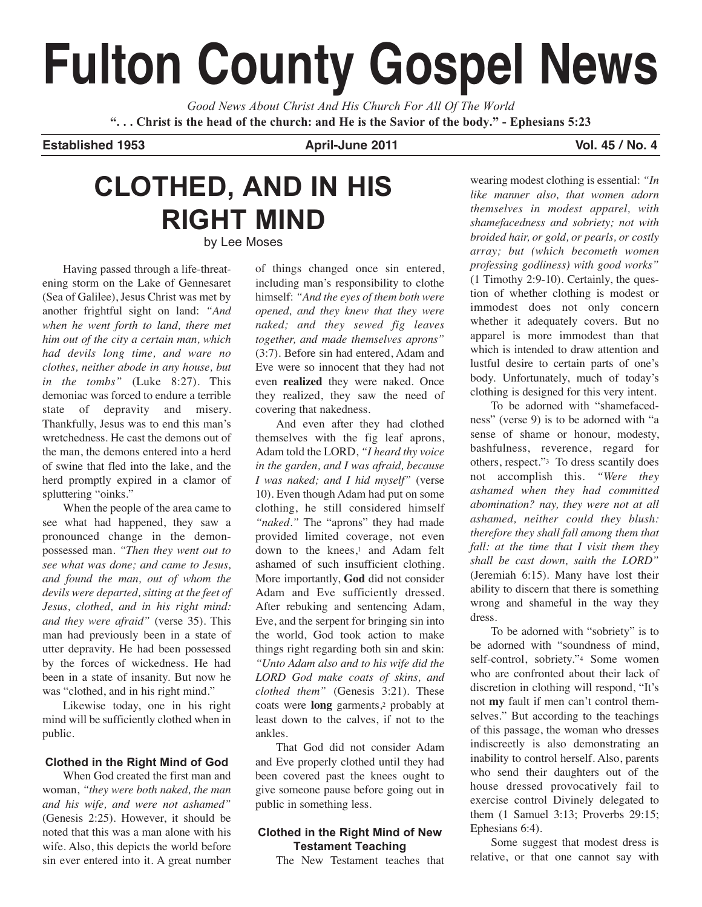# Fulton County Gospel News

*Good News About Christ And His Church For All Of The World*

**". . . Christ is the head of the church: and He is the Savior of the body." - Ephesians 5:23**

**Established 1953** | **April-June 2011** | **Vol. 45 / No. 4**

## CLOTHED, AND IN HIS RIGHT MIND

by Lee Moses

Having passed through a life-threatening storm on the Lake of Gennesaret (Sea of Galilee), Jesus Christ was met by another frightful sight on land: *"And when he went forth to land, there met him out of the city a certain man, which had devils long time, and ware no clothes, neither abode in any house, but in the tombs"* (Luke 8:27). This demoniac was forced to endure a terrible state of depravity and misery. Thankfully, Jesus was to end this man's wretchedness. He cast the demons out of the man, the demons entered into a herd of swine that fled into the lake, and the herd promptly expired in a clamor of spluttering "oinks."

When the people of the area came to see what had happened, they saw a pronounced change in the demon-possessed man. *"Then they went out to see what was done; and came to Jesus, and found the man, out of whom the devils were departed, sitting at the feet of Jesus, clothed, and in his right mind: and they were afraid"* (verse 35). This man had previously been in a state of utter depravity. He had been possessed by the forces of wickedness. He had been in a state of insanity. But now he was "clothed, and in his right mind."

Likewise today, one in his right mind will be sufficiently clothed when in public.

### Clothed in the Right Mind of God

When God created the first man and woman, *"they were both naked, the man and his wife, and were not ashamed"* (Genesis 2:25). However, it should be noted that this was a man alone with his wife. Also, this depicts the world before sin ever entered into it. A great number of things changed once sin entered, including man's responsibility to clothe himself: *"And the eyes of them both were opened, and they knew that they were naked; and they sewed fig leaves together, and made themselves aprons"* (3:7). Before sin had entered, Adam and Eve were so innocent that they had not even **realized** they were naked. Once they realized, they saw the need of covering that nakedness.

And even after they had clothed themselves with the fig leaf aprons, Adam told the LORD, *"I heard thy voice in the garden, and I was afraid, because I was naked; and I hid myself"* (verse 10). Even though Adam had put on some clothing, he still considered himself *"naked."* The "aprons" they had made provided limited coverage, not even down to the knees,[1] and Adam felt ashamed of such insufficient clothing. More importantly, **God** did not consider Adam and Eve sufficiently dressed. After rebuking and sentencing Adam, Eve, and the serpent for bringing sin into the world, God took action to make things right regarding both sin and skin: *"Unto Adam also and to his wife did the LORD God make coats of skins, and clothed them"* (Genesis 3:21). These coats were **long** garments,[2] probably at least down to the calves, if not to the ankles.

That God did not consider Adam and Eve properly clothed until they had been covered past the knees ought to give someone pause before going out in public in something less.

### Clothed in the Right Mind of New Testament Teaching

The New Testament teaches that wearing modest clothing is essential: *"In like manner also, that women adorn themselves in modest apparel, with shamefacedness and sobriety; not with broided hair, or gold, or pearls, or costly array; but (which becometh women professing godliness) with good works"* (1 Timothy 2:9-10). Certainly, the question of whether clothing is modest or immodest does not only concern whether it adequately covers. But no apparel is more immodest than that which is intended to draw attention and lustful desire to certain parts of one's body. Unfortunately, much of today's clothing is designed for this very intent.

To be adorned with "shamefacedness" (verse 9) is to be adorned with "a sense of shame or honour, modesty, bashfulness, reverence, regard for others, respect."[3] To dress scantily does not accomplish this. *"Were they ashamed when they had committed abomination? nay, they were not at all ashamed, neither could they blush: therefore they shall fall among them that fall: at the time that I visit them they shall be cast down, saith the LORD"* (Jeremiah 6:15). Many have lost their ability to discern that there is something wrong and shameful in the way they dress.

To be adorned with "sobriety" is to be adorned with "soundness of mind, self-control, sobriety."[4] Some women who are confronted about their lack of discretion in clothing will respond, "It's not **my** fault if men can't control themselves." But according to the teachings of this passage, the woman who dresses indiscreetly is also demonstrating an inability to control herself. Also, parents who send their daughters out of the house dressed provocatively fail to exercise control Divinely delegated to them (1 Samuel 3:13; Proverbs 29:15; Ephesians 6:4).

Some suggest that modest dress is relative, or that one cannot say with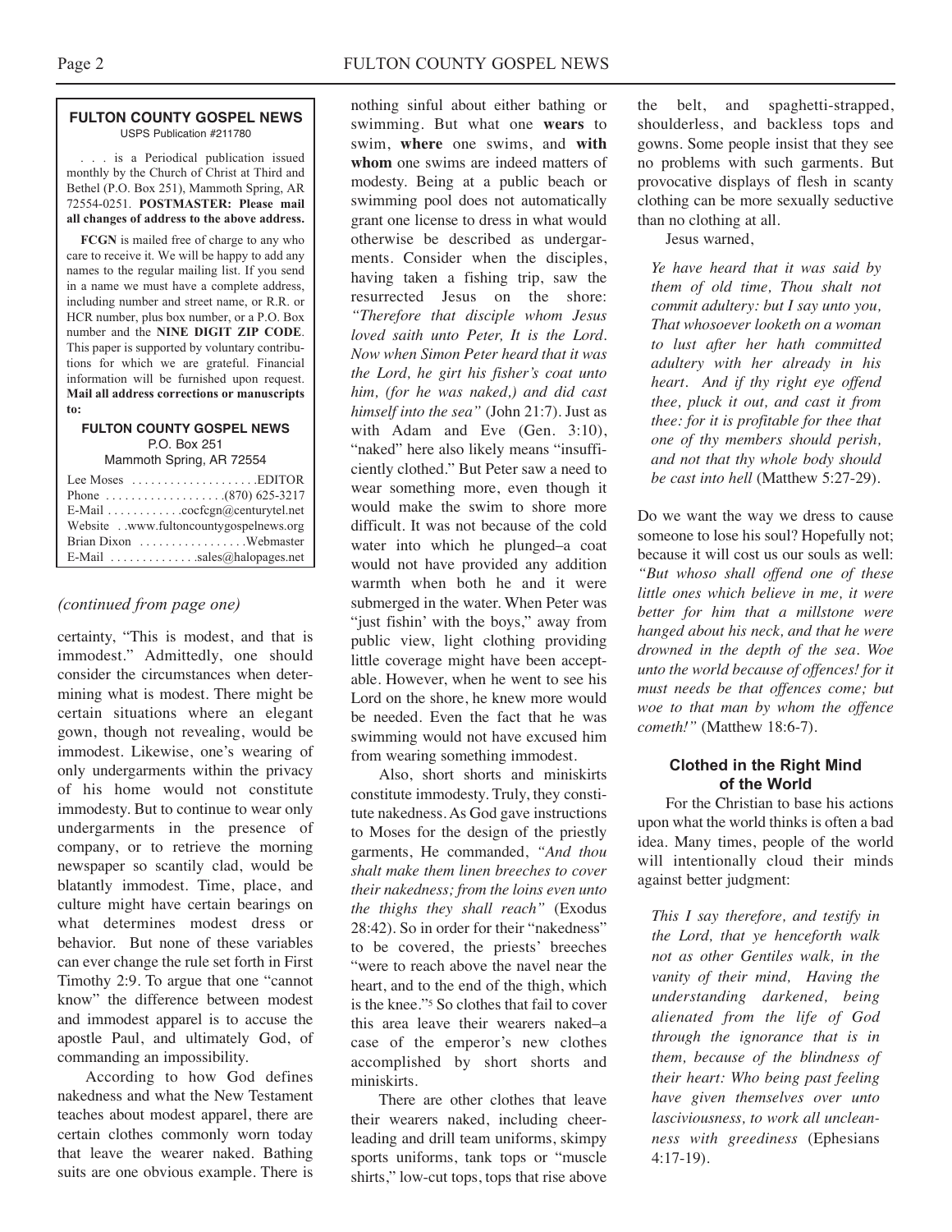**FULTON COUNTY GOSPEL NEWS**
USPS Publication #211780

. . . is a Periodical publication issued monthly by the Church of Christ at Third and Bethel (P.O. Box 251), Mammoth Spring, AR 72554-0251. **POSTMASTER: Please mail all changes of address to the above address.**

**FCGN** is mailed free of charge to any who care to receive it. We will be happy to add any names to the regular mailing list. If you send in a name we must have a complete address, including number and street name, or R.R. or HCR number, plus box number, or a P.O. Box number and the **NINE DIGIT ZIP CODE**. This paper is supported by voluntary contributions for which we are grateful. Financial information will be furnished upon request. **Mail all address corrections or manuscripts to:**

**FULTON COUNTY GOSPEL NEWS**
P.O. Box 251
Mammoth Spring, AR 72554

Lee Moses . . . . . . . . . . . . . . . . . . . .EDITOR
Phone . . . . . . . . . . . . . . . . . . .(870) 625-3217
E-Mail . . . . . . . . . . . .cocfcgn@centurytel.net
Website . .www.fultoncountygospelnews.org
Brian Dixon . . . . . . . . . . . . . . . . .Webmaster
E-Mail . . . . . . . . . . . . . .sales@halopages.net

*(continued from page one)*

certainty, "This is modest, and that is immodest." Admittedly, one should consider the circumstances when determining what is modest. There might be certain situations where an elegant gown, though not revealing, would be immodest. Likewise, one's wearing of only undergarments within the privacy of his home would not constitute immodesty. But to continue to wear only undergarments in the presence of company, or to retrieve the morning newspaper so scantily clad, would be blatantly immodest. Time, place, and culture might have certain bearings on what determines modest dress or behavior. But none of these variables can ever change the rule set forth in First Timothy 2:9. To argue that one "cannot know" the difference between modest and immodest apparel is to accuse the apostle Paul, and ultimately God, of commanding an impossibility.

According to how God defines nakedness and what the New Testament teaches about modest apparel, there are certain clothes commonly worn today that leave the wearer naked. Bathing suits are one obvious example. There is nothing sinful about either bathing or swimming. But what one **wears** to swim, **where** one swims, and **with whom** one swims are indeed matters of modesty. Being at a public beach or swimming pool does not automatically grant one license to dress in what would otherwise be described as undergarments. Consider when the disciples, having taken a fishing trip, saw the resurrected Jesus on the shore: *"Therefore that disciple whom Jesus loved saith unto Peter, It is the Lord. Now when Simon Peter heard that it was the Lord, he girt his fisher's coat unto him, (for he was naked,) and did cast himself into the sea"* (John 21:7). Just as with Adam and Eve (Gen. 3:10), "naked" here also likely means "insufficiently clothed." But Peter saw a need to wear something more, even though it would make the swim to shore more difficult. It was not because of the cold water into which he plunged–a coat would not have provided any addition warmth when both he and it were submerged in the water. When Peter was "just fishin' with the boys," away from public view, light clothing providing little coverage might have been acceptable. However, when he went to see his Lord on the shore, he knew more would be needed. Even the fact that he was swimming would not have excused him from wearing something immodest.

Also, short shorts and miniskirts constitute immodesty. Truly, they constitute nakedness. As God gave instructions to Moses for the design of the priestly garments, He commanded, *"And thou shalt make them linen breeches to cover their nakedness; from the loins even unto the thighs they shall reach"* (Exodus 28:42). So in order for their "nakedness" to be covered, the priests' breeches "were to reach above the navel near the heart, and to the end of the thigh, which is the knee."[5] So clothes that fail to cover this area leave their wearers naked–a case of the emperor's new clothes accomplished by short shorts and miniskirts.

There are other clothes that leave their wearers naked, including cheerleading and drill team uniforms, skimpy sports uniforms, tank tops or "muscle shirts," low-cut tops, tops that rise above the belt, and spaghetti-strapped, shoulderless, and backless tops and gowns. Some people insist that they see no problems with such garments. But provocative displays of flesh in scanty clothing can be more sexually seductive than no clothing at all.

Jesus warned,

> *Ye have heard that it was said by them of old time, Thou shalt not commit adultery: but I say unto you, That whosoever looketh on a woman to lust after her hath committed adultery with her already in his heart. And if thy right eye offend thee, pluck it out, and cast it from thee: for it is profitable for thee that one of thy members should perish, and not that thy whole body should be cast into hell* (Matthew 5:27-29).

Do we want the way we dress to cause someone to lose his soul? Hopefully not; because it will cost us our souls as well: *"But whoso shall offend one of these little ones which believe in me, it were better for him that a millstone were hanged about his neck, and that he were drowned in the depth of the sea. Woe unto the world because of offences! for it must needs be that offences come; but woe to that man by whom the offence cometh!"* (Matthew 18:6-7).

### Clothed in the Right Mind of the World

For the Christian to base his actions upon what the world thinks is often a bad idea. Many times, people of the world will intentionally cloud their minds against better judgment:

> *This I say therefore, and testify in the Lord, that ye henceforth walk not as other Gentiles walk, in the vanity of their mind, Having the understanding darkened, being alienated from the life of God through the ignorance that is in them, because of the blindness of their heart: Who being past feeling have given themselves over unto lasciviousness, to work all uncleanness with greediness* (Ephesians 4:17-19).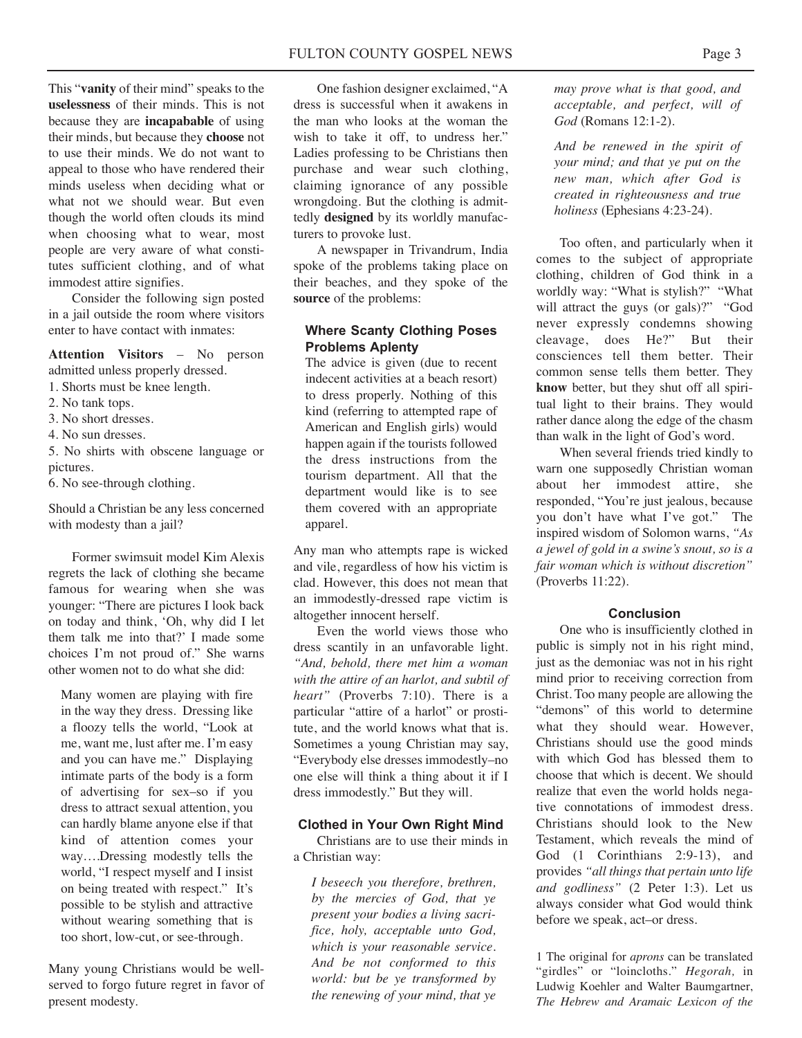This "**vanity** of their mind" speaks to the **uselessness** of their minds. This is not because they are **incapable** of using their minds, but because they **choose** not to use their minds. We do not want to appeal to those who have rendered their minds useless when deciding what or what not we should wear. But even though the world often clouds its mind when choosing what to wear, most people are very aware of what constitutes sufficient clothing, and of what immodest attire signifies.

Consider the following sign posted in a jail outside the room where visitors enter to have contact with inmates:

**Attention Visitors** – No person admitted unless properly dressed.

1. Shorts must be knee length.
2. No tank tops.
3. No short dresses.
4. No sun dresses.
5. No shirts with obscene language or pictures.
6. No see-through clothing.

Should a Christian be any less concerned with modesty than a jail?

Former swimsuit model Kim Alexis regrets the lack of clothing she became famous for wearing when she was younger: "There are pictures I look back on today and think, 'Oh, why did I let them talk me into that?' I made some choices I'm not proud of." She warns other women not to do what she did:

> Many women are playing with fire in the way they dress. Dressing like a floozy tells the world, "Look at me, want me, lust after me. I'm easy and you can have me." Displaying intimate parts of the body is a form of advertising for sex–so if you dress to attract sexual attention, you can hardly blame anyone else if that kind of attention comes your way….Dressing modestly tells the world, "I respect myself and I insist on being treated with respect." It's possible to be stylish and attractive without wearing something that is too short, low-cut, or see-through.

Many young Christians would be well-served to forgo future regret in favor of present modesty.

One fashion designer exclaimed, "A dress is successful when it awakens in the man who looks at the woman the wish to take it off, to undress her." Ladies professing to be Christians then purchase and wear such clothing, claiming ignorance of any possible wrongdoing. But the clothing is admittedly **designed** by its worldly manufacturers to provoke lust.

A newspaper in Trivandrum, India spoke of the problems taking place on their beaches, and they spoke of the **source** of the problems:

> **Where Scanty Clothing Poses Problems Aplenty**
>
> The advice is given (due to recent indecent activities at a beach resort) to dress properly. Nothing of this kind (referring to attempted rape of American and English girls) would happen again if the tourists followed the dress instructions from the tourism department. All that the department would like is to see them covered with an appropriate apparel.

Any man who attempts rape is wicked and vile, regardless of how his victim is clad. However, this does not mean that an immodestly-dressed rape victim is altogether innocent herself.

Even the world views those who dress scantily in an unfavorable light. *"And, behold, there met him a woman with the attire of an harlot, and subtil of heart"* (Proverbs 7:10). There is a particular "attire of a harlot" or prostitute, and the world knows what that is. Sometimes a young Christian may say, "Everybody else dresses immodestly–no one else will think a thing about it if I dress immodestly." But they will.

### Clothed in Your Own Right Mind

Christians are to use their minds in a Christian way:

> *I beseech you therefore, brethren, by the mercies of God, that ye present your bodies a living sacrifice, holy, acceptable unto God, which is your reasonable service. And be not conformed to this world: but be ye transformed by the renewing of your mind, that ye may prove what is that good, and acceptable, and perfect, will of God* (Romans 12:1-2).
>
> *And be renewed in the spirit of your mind; and that ye put on the new man, which after God is created in righteousness and true holiness* (Ephesians 4:23-24).

Too often, and particularly when it comes to the subject of appropriate clothing, children of God think in a worldly way: "What is stylish?" "What will attract the guys (or gals)?" "God never expressly condemns showing cleavage, does He?" But their consciences tell them better. Their common sense tells them better. They **know** better, but they shut off all spiritual light to their brains. They would rather dance along the edge of the chasm than walk in the light of God's word.

When several friends tried kindly to warn one supposedly Christian woman about her immodest attire, she responded, "You're just jealous, because you don't have what I've got." The inspired wisdom of Solomon warns, *"As a jewel of gold in a swine's snout, so is a fair woman which is without discretion"* (Proverbs 11:22).

### Conclusion

One who is insufficiently clothed in public is simply not in his right mind, just as the demoniac was not in his right mind prior to receiving correction from Christ. Too many people are allowing the "demons" of this world to determine what they should wear. However, Christians should use the good minds with which God has blessed them to choose that which is decent. We should realize that even the world holds negative connotations of immodest dress. Christians should look to the New Testament, which reveals the mind of God (1 Corinthians 2:9-13), and provides *"all things that pertain unto life and godliness"* (2 Peter 1:3). Let us always consider what God would think before we speak, act–or dress.

1 The original for *aprons* can be translated "girdles" or "loincloths." *Hegorah,* in Ludwig Koehler and Walter Baumgartner, *The Hebrew and Aramaic Lexicon of the*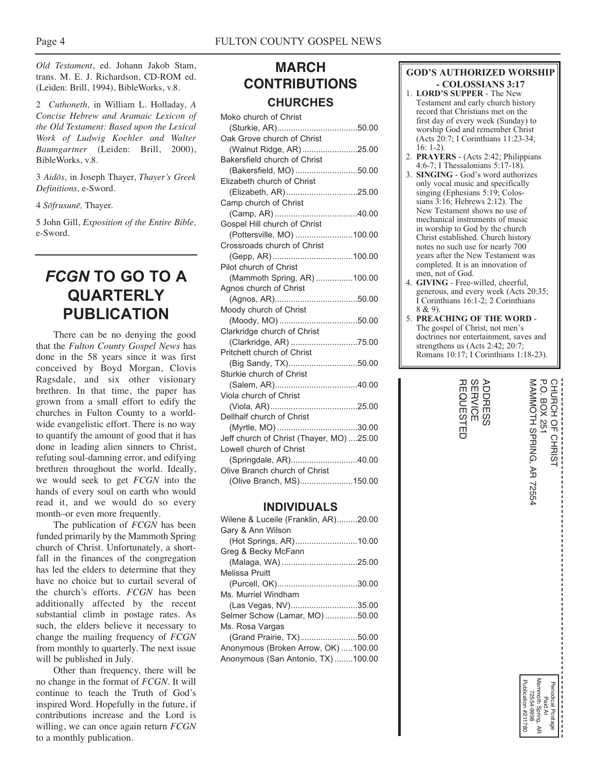*Old Testament*, ed. Johann Jakob Stam, trans. M. E. J. Richardson, CD-ROM ed. (Leiden: Brill, 1994), BibleWorks, v.8.

2 *Cuthoneth,* in William L. Holladay, *A Concise Hebrew and Aramaic Lexicon of the Old Testament: Based upon the Lexical Work of Ludwig Koehler and Walter Baumgartner* (Leiden: Brill, 2000), BibleWorks, v.8.

3 *Aidōs,* in Joseph Thayer, *Thayer's Greek Definitions,* e-Sword.

4 *Sōfrusunē,* Thayer.

5 John Gill, *Exposition of the Entire Bible,* e-Sword.

# *FCGN* TO GO TO A QUARTERLY PUBLICATION

There can be no denying the good that the *Fulton County Gospel News* has done in the 58 years since it was first conceived by Boyd Morgan, Clovis Ragsdale, and six other visionary brethren. In that time, the paper has grown from a small effort to edify the churches in Fulton County to a worldwide evangelistic effort. There is no way to quantify the amount of good that it has done in leading alien sinners to Christ, refuting soul-damning error, and edifying brethren throughout the world. Ideally, we would seek to get *FCGN* into the hands of every soul on earth who would read it, and we would do so every month–or even more frequently.

The publication of *FCGN* has been funded primarily by the Mammoth Spring church of Christ. Unfortunately, a shortfall in the finances of the congregation has led the elders to determine that they have no choice but to curtail several of the church's efforts. *FCGN* has been additionally affected by the recent substantial climb in postage rates. As such, the elders believe it necessary to change the mailing frequency of *FCGN* from monthly to quarterly. The next issue will be published in July.

Other than frequency, there will be no change in the format of *FCGN*. It will continue to teach the Truth of God's inspired Word. Hopefully in the future, if contributions increase and the Lord is willing, we can once again return *FCGN* to a monthly publication.

# MARCH CONTRIBUTIONS

## CHURCHES

Moko church of Christ (Sturkie, AR) ....50.00
Oak Grove church of Christ (Walnut Ridge, AR) ....25.00
Bakersfield church of Christ (Bakersfield, MO) ....50.00
Elizabeth church of Christ (Elizabeth, AR) ....25.00
Camp church of Christ (Camp, AR) ....40.00
Gospel Hill church of Christ (Pottersville, MO) ....100.00
Crossroads church of Christ (Gepp, AR) ....100.00
Pilot church of Christ (Mammoth Spring, AR) ....100.00
Agnos church of Christ (Agnos, AR) ....50.00
Moody church of Christ (Moody, MO) ....50.00
Clarkridge church of Christ (Clarkridge, AR) ....75.00
Pritchett church of Christ (Big Sandy, TX) ....50.00
Sturkie church of Christ (Salem, AR) ....40.00
Viola church of Christ (Viola, AR) ....25.00
Dellhalf church of Christ (Myrtle, MO) ....30.00
Jeff church of Christ (Thayer, MO) ....25.00
Lowell church of Christ (Springdale, AR) ....40.00
Olive Branch church of Christ (Olive Branch, MS) ....150.00

## INDIVIDUALS

Wilene & Luceile (Franklin, AR) ....20.00
Gary & Ann Wilson (Hot Springs, AR) ....10.00
Greg & Becky McFann (Malaga, WA) ....25.00
Melissa Pruitt (Purcell, OK) ....30.00
Ms. Murriel Windham (Las Vegas, NV) ....35.00
Selmer Schow (Lamar, MO) ....50.00
Ms. Rosa Vargas (Grand Prairie, TX) ....50.00
Anonymous (Broken Arrow, OK) ....100.00
Anonymous (San Antonio, TX) ....100.00

## GOD'S AUTHORIZED WORSHIP - COLOSSIANS 3:17

1. **LORD'S SUPPER** - The New Testament and early church history record that Christians met on the first day of every week (Sunday) to worship God and remember Christ (Acts 20:7; I Corinthians 11:23-34; 16: 1-2).
2. **PRAYERS** - (Acts 2:42; Philippians 4:6-7; I Thessalonians 5:17-18).
3. **SINGING** - God's word authorizes only vocal music and specifically singing (Ephesians 5:19; Colossians 3:16; Hebrews 2:12). The New Testament shows no use of mechanical instruments of music in worship to God by the church Christ established. Church history notes no such use for nearly 700 years after the New Testament was completed. It is an innovation of men, not of God.
4. **GIVING** - Free-willed, cheerful, generous, and every week (Acts 20:35; I Corinthians 16:1-2; 2 Corinthians 8 & 9).
5. **PREACHING OF THE WORD** - The gospel of Christ, not men's doctrines nor entertainment, saves and strengthens us (Acts 2:42; 20:7; Romans 10:17; I Corinthians 1:18-23).

CHURCH OF CHRIST
P.O. BOX 251
MAMMOTH SPRING, AR 72554

ADDRESS SERVICE REQUESTED

Periodical Postage Paid At Mammoth Spring, AR 72554-9998 Publication #211780